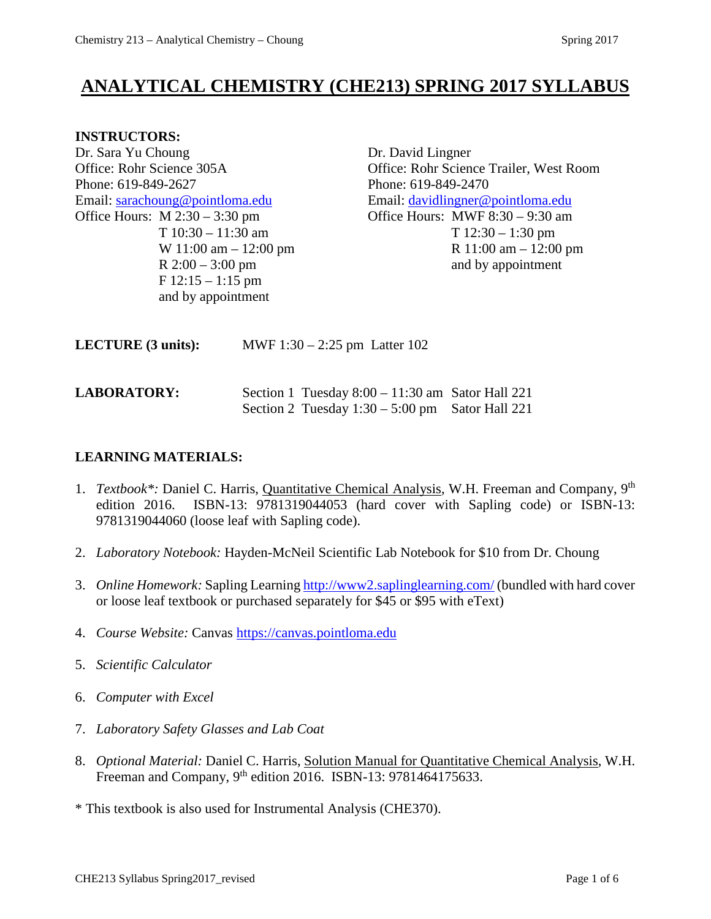# ANALYTICAL CHEMISTRY (CHE213) SPRING 2017 SYLLABUS

**INSTRUCTORS:**

Dr. Sara Yu Choung
Office: Rohr Science 305A
Phone: 619-849-2627
Email: sarachoung@pointloma.edu
Office Hours: M 2:30 – 3:30 pm
T 10:30 – 11:30 am
W 11:00 am – 12:00 pm
R 2:00 – 3:00 pm
F 12:15 – 1:15 pm
and by appointment

Dr. David Lingner
Office: Rohr Science Trailer, West Room
Phone: 619-849-2470
Email: davidlingner@pointloma.edu
Office Hours: MWF 8:30 – 9:30 am
T 12:30 – 1:30 pm
R 11:00 am – 12:00 pm
and by appointment

**LECTURE (3 units):** MWF 1:30 – 2:25 pm Latter 102

**LABORATORY:**
Section 1 Tuesday 8:00 – 11:30 am Sator Hall 221
Section 2 Tuesday 1:30 – 5:00 pm Sator Hall 221

**LEARNING MATERIALS:**

1. *Textbook\*:* Daniel C. Harris, Quantitative Chemical Analysis, W.H. Freeman and Company, 9th edition 2016. ISBN-13: 9781319044053 (hard cover with Sapling code) or ISBN-13: 9781319044060 (loose leaf with Sapling code).
2. *Laboratory Notebook:* Hayden-McNeil Scientific Lab Notebook for $10 from Dr. Choung
3. *Online Homework:* Sapling Learning http://www2.saplinglearning.com/ (bundled with hard cover or loose leaf textbook or purchased separately for $45 or $95 with eText)
4. *Course Website:* Canvas https://canvas.pointloma.edu
5. *Scientific Calculator*
6. *Computer with Excel*
7. *Laboratory Safety Glasses and Lab Coat*
8. *Optional Material:* Daniel C. Harris, Solution Manual for Quantitative Chemical Analysis, W.H. Freeman and Company, 9th edition 2016. ISBN-13: 9781464175633.

\* This textbook is also used for Instrumental Analysis (CHE370).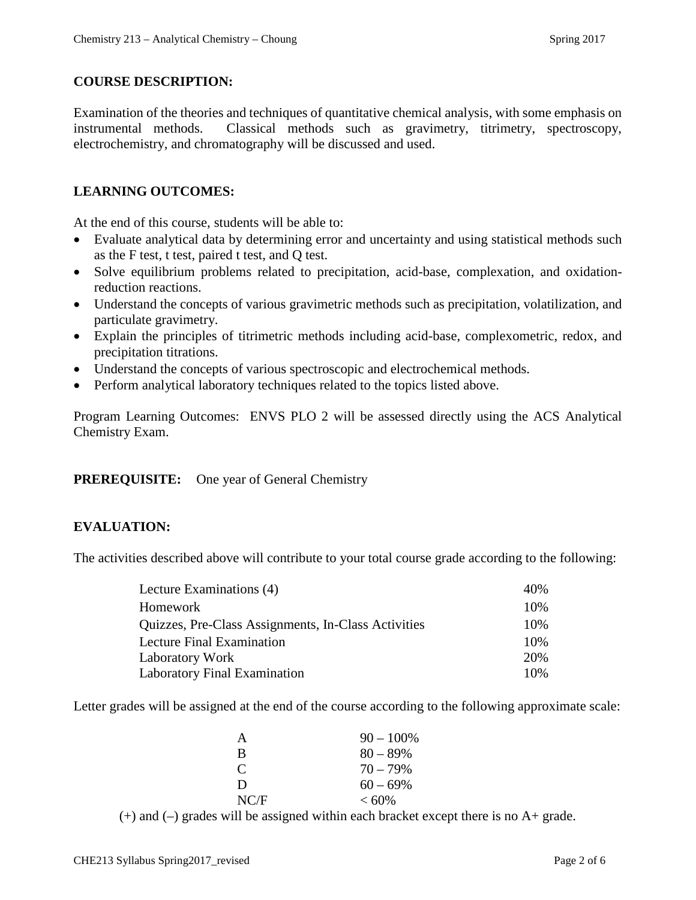## COURSE DESCRIPTION:

Examination of the theories and techniques of quantitative chemical analysis, with some emphasis on instrumental methods. Classical methods such as gravimetry, titrimetry, spectroscopy, electrochemistry, and chromatography will be discussed and used.

## LEARNING OUTCOMES:

At the end of this course, students will be able to:

- Evaluate analytical data by determining error and uncertainty and using statistical methods such as the F test, t test, paired t test, and Q test.
- Solve equilibrium problems related to precipitation, acid-base, complexation, and oxidation-reduction reactions.
- Understand the concepts of various gravimetric methods such as precipitation, volatilization, and particulate gravimetry.
- Explain the principles of titrimetric methods including acid-base, complexometric, redox, and precipitation titrations.
- Understand the concepts of various spectroscopic and electrochemical methods.
- Perform analytical laboratory techniques related to the topics listed above.

Program Learning Outcomes: ENVS PLO 2 will be assessed directly using the ACS Analytical Chemistry Exam.

**PREREQUISITE:** One year of General Chemistry

## EVALUATION:

The activities described above will contribute to your total course grade according to the following:

| Activity | Weight |
| --- | --- |
| Lecture Examinations (4) | 40% |
| Homework | 10% |
| Quizzes, Pre-Class Assignments, In-Class Activities | 10% |
| Lecture Final Examination | 10% |
| Laboratory Work | 20% |
| Laboratory Final Examination | 10% |

Letter grades will be assigned at the end of the course according to the following approximate scale:

| Grade | Range |
| --- | --- |
| A | 90 – 100% |
| B | 80 – 89% |
| C | 70 – 79% |
| D | 60 – 69% |
| NC/F | < 60% |

(+) and (–) grades will be assigned within each bracket except there is no A+ grade.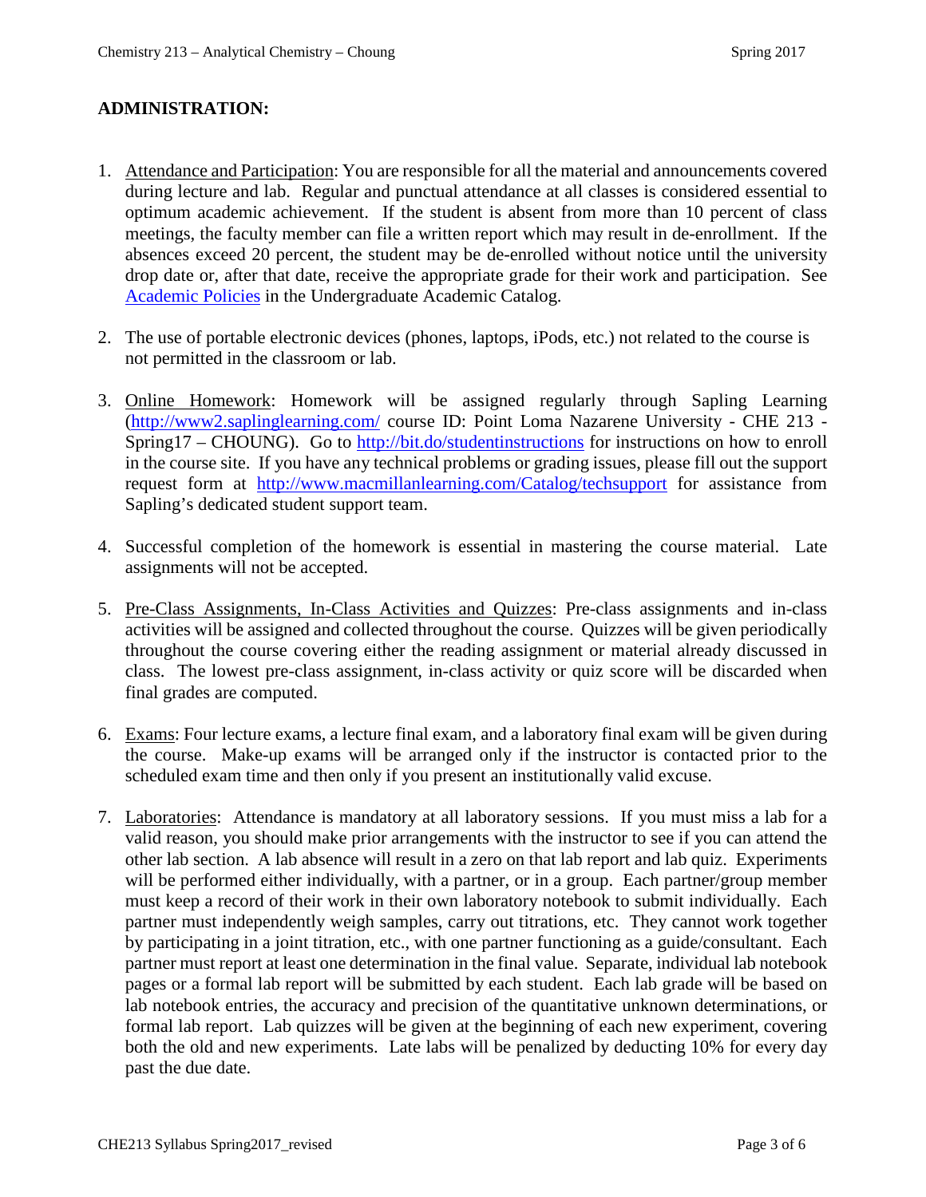**ADMINISTRATION:**

1. Attendance and Participation: You are responsible for all the material and announcements covered during lecture and lab. Regular and punctual attendance at all classes is considered essential to optimum academic achievement. If the student is absent from more than 10 percent of class meetings, the faculty member can file a written report which may result in de-enrollment. If the absences exceed 20 percent, the student may be de-enrolled without notice until the university drop date or, after that date, receive the appropriate grade for their work and participation. See [Academic Policies](#) in the Undergraduate Academic Catalog.

2. The use of portable electronic devices (phones, laptops, iPods, etc.) not related to the course is not permitted in the classroom or lab.

3. Online Homework: Homework will be assigned regularly through Sapling Learning (http://www2.saplinglearning.com/ course ID: Point Loma Nazarene University - CHE 213 - Spring17 – CHOUNG). Go to http://bit.do/studentinstructions for instructions on how to enroll in the course site. If you have any technical problems or grading issues, please fill out the support request form at http://www.macmillanlearning.com/Catalog/techsupport for assistance from Sapling's dedicated student support team.

4. Successful completion of the homework is essential in mastering the course material. Late assignments will not be accepted.

5. Pre-Class Assignments, In-Class Activities and Quizzes: Pre-class assignments and in-class activities will be assigned and collected throughout the course. Quizzes will be given periodically throughout the course covering either the reading assignment or material already discussed in class. The lowest pre-class assignment, in-class activity or quiz score will be discarded when final grades are computed.

6. Exams: Four lecture exams, a lecture final exam, and a laboratory final exam will be given during the course. Make-up exams will be arranged only if the instructor is contacted prior to the scheduled exam time and then only if you present an institutionally valid excuse.

7. Laboratories: Attendance is mandatory at all laboratory sessions. If you must miss a lab for a valid reason, you should make prior arrangements with the instructor to see if you can attend the other lab section. A lab absence will result in a zero on that lab report and lab quiz. Experiments will be performed either individually, with a partner, or in a group. Each partner/group member must keep a record of their work in their own laboratory notebook to submit individually. Each partner must independently weigh samples, carry out titrations, etc. They cannot work together by participating in a joint titration, etc., with one partner functioning as a guide/consultant. Each partner must report at least one determination in the final value. Separate, individual lab notebook pages or a formal lab report will be submitted by each student. Each lab grade will be based on lab notebook entries, the accuracy and precision of the quantitative unknown determinations, or formal lab report. Lab quizzes will be given at the beginning of each new experiment, covering both the old and new experiments. Late labs will be penalized by deducting 10% for every day past the due date.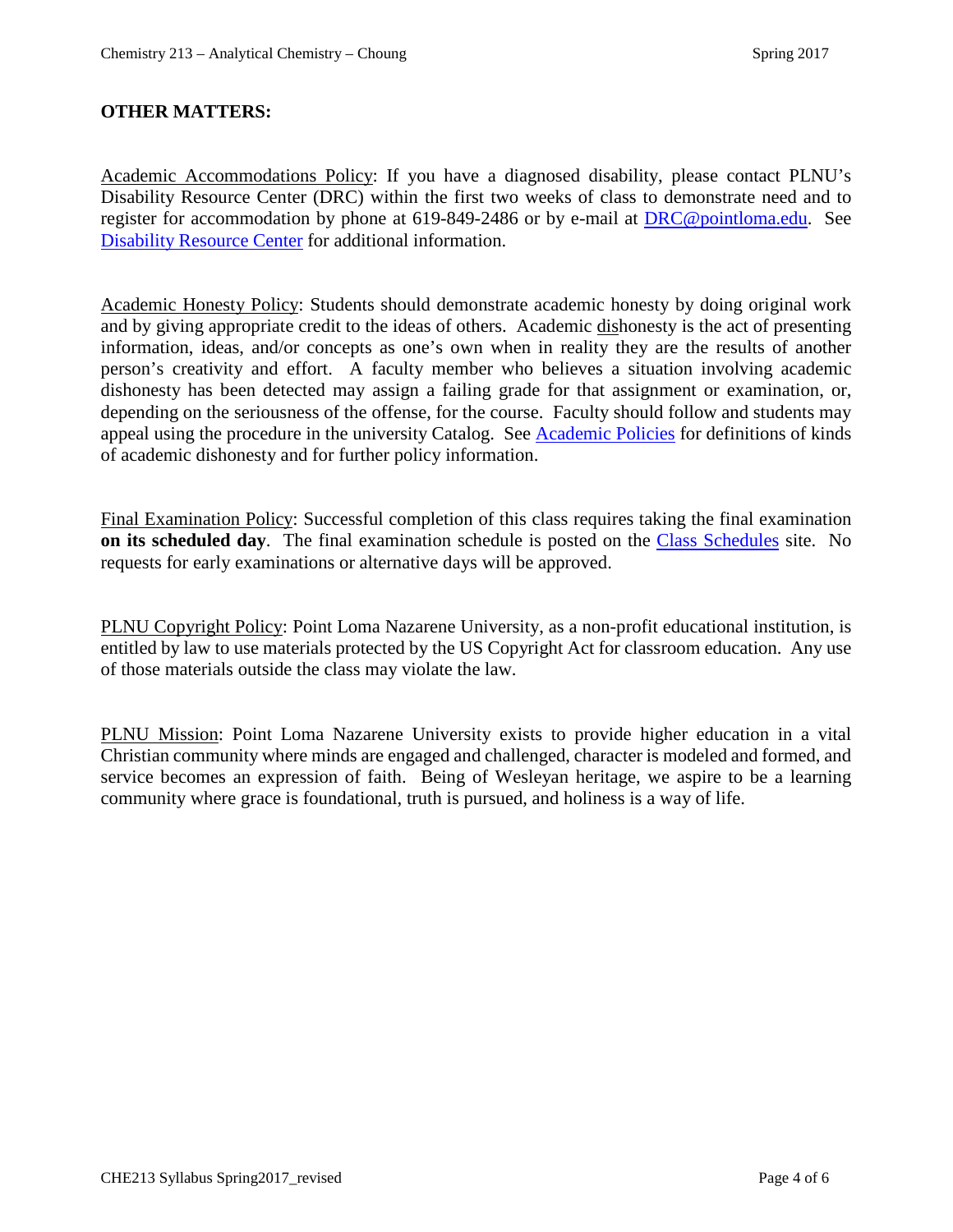## OTHER MATTERS:

Academic Accommodations Policy: If you have a diagnosed disability, please contact PLNU's Disability Resource Center (DRC) within the first two weeks of class to demonstrate need and to register for accommodation by phone at 619-849-2486 or by e-mail at DRC@pointloma.edu. See Disability Resource Center for additional information.

Academic Honesty Policy: Students should demonstrate academic honesty by doing original work and by giving appropriate credit to the ideas of others. Academic dishonesty is the act of presenting information, ideas, and/or concepts as one's own when in reality they are the results of another person's creativity and effort. A faculty member who believes a situation involving academic dishonesty has been detected may assign a failing grade for that assignment or examination, or, depending on the seriousness of the offense, for the course. Faculty should follow and students may appeal using the procedure in the university Catalog. See Academic Policies for definitions of kinds of academic dishonesty and for further policy information.

Final Examination Policy: Successful completion of this class requires taking the final examination **on its scheduled day**. The final examination schedule is posted on the Class Schedules site. No requests for early examinations or alternative days will be approved.

PLNU Copyright Policy: Point Loma Nazarene University, as a non-profit educational institution, is entitled by law to use materials protected by the US Copyright Act for classroom education. Any use of those materials outside the class may violate the law.

PLNU Mission: Point Loma Nazarene University exists to provide higher education in a vital Christian community where minds are engaged and challenged, character is modeled and formed, and service becomes an expression of faith. Being of Wesleyan heritage, we aspire to be a learning community where grace is foundational, truth is pursued, and holiness is a way of life.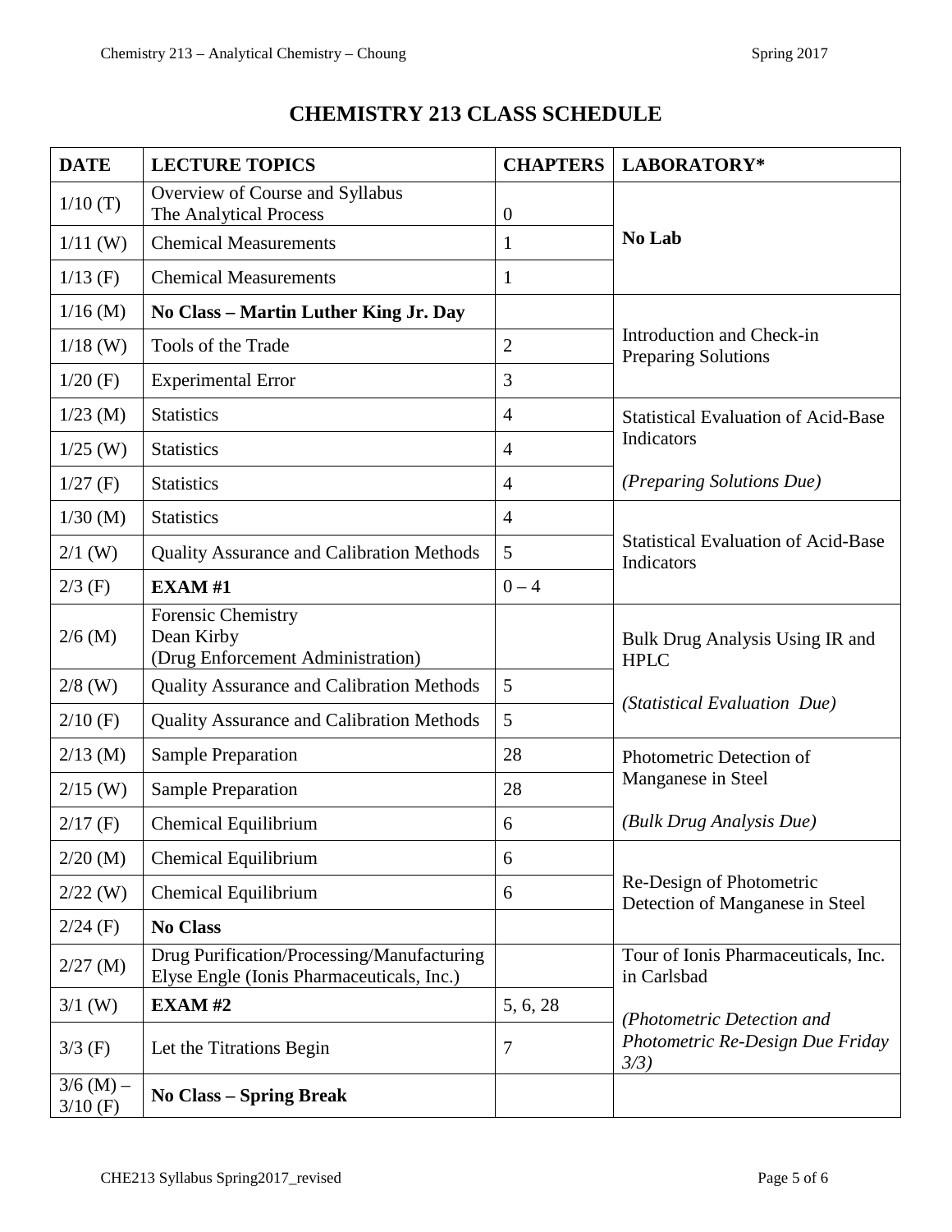# CHEMISTRY 213 CLASS SCHEDULE

| DATE | LECTURE TOPICS | CHAPTERS | LABORATORY* |
|---|---|---|---|
| 1/10 (T) | Overview of Course and Syllabus The Analytical Process | 0 | **No Lab** |
| 1/11 (W) | Chemical Measurements | 1 | |
| 1/13 (F) | Chemical Measurements | 1 | |
| 1/16 (M) | **No Class – Martin Luther King Jr. Day** | | Introduction and Check-in Preparing Solutions |
| 1/18 (W) | Tools of the Trade | 2 | |
| 1/20 (F) | Experimental Error | 3 | |
| 1/23 (M) | Statistics | 4 | Statistical Evaluation of Acid-Base Indicators *(Preparing Solutions Due)* |
| 1/25 (W) | Statistics | 4 | |
| 1/27 (F) | Statistics | 4 | |
| 1/30 (M) | Statistics | 4 | Statistical Evaluation of Acid-Base Indicators |
| 2/1 (W) | Quality Assurance and Calibration Methods | 5 | |
| 2/3 (F) | **EXAM #1** | 0 – 4 | |
| 2/6 (M) | Forensic Chemistry Dean Kirby (Drug Enforcement Administration) | | Bulk Drug Analysis Using IR and HPLC *(Statistical Evaluation Due)* |
| 2/8 (W) | Quality Assurance and Calibration Methods | 5 | |
| 2/10 (F) | Quality Assurance and Calibration Methods | 5 | |
| 2/13 (M) | Sample Preparation | 28 | Photometric Detection of Manganese in Steel *(Bulk Drug Analysis Due)* |
| 2/15 (W) | Sample Preparation | 28 | |
| 2/17 (F) | Chemical Equilibrium | 6 | |
| 2/20 (M) | Chemical Equilibrium | 6 | Re-Design of Photometric Detection of Manganese in Steel |
| 2/22 (W) | Chemical Equilibrium | 6 | |
| 2/24 (F) | **No Class** | | |
| 2/27 (M) | Drug Purification/Processing/Manufacturing Elyse Engle (Ionis Pharmaceuticals, Inc.) | | Tour of Ionis Pharmaceuticals, Inc. in Carlsbad *(Photometric Detection and Photometric Re-Design Due Friday 3/3)* |
| 3/1 (W) | **EXAM #2** | 5, 6, 28 | |
| 3/3 (F) | Let the Titrations Begin | 7 | |
| 3/6 (M) – 3/10 (F) | **No Class – Spring Break** | | |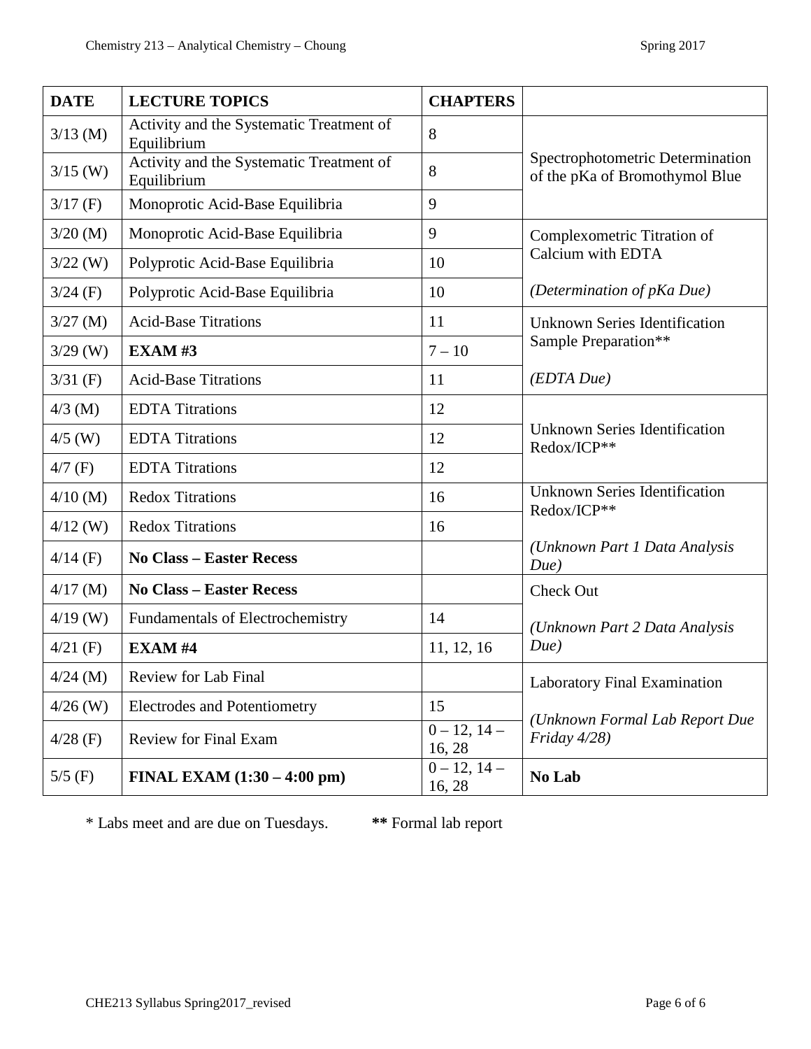| DATE | LECTURE TOPICS | CHAPTERS | |
|---|---|---|---|
| 3/13 (M) | Activity and the Systematic Treatment of Equilibrium | 8 | Spectrophotometric Determination of the pKa of Bromothymol Blue |
| 3/15 (W) | Activity and the Systematic Treatment of Equilibrium | 8 | |
| 3/17 (F) | Monoprotic Acid-Base Equilibria | 9 | |
| 3/20 (M) | Monoprotic Acid-Base Equilibria | 9 | Complexometric Titration of Calcium with EDTA |
| 3/22 (W) | Polyprotic Acid-Base Equilibria | 10 | |
| 3/24 (F) | Polyprotic Acid-Base Equilibria | 10 | *(Determination of pKa Due)* |
| 3/27 (M) | Acid-Base Titrations | 11 | Unknown Series Identification Sample Preparation** |
| 3/29 (W) | **EXAM #3** | 7 – 10 | |
| 3/31 (F) | Acid-Base Titrations | 11 | *(EDTA Due)* |
| 4/3 (M) | EDTA Titrations | 12 | Unknown Series Identification Redox/ICP** |
| 4/5 (W) | EDTA Titrations | 12 | |
| 4/7 (F) | EDTA Titrations | 12 | |
| 4/10 (M) | Redox Titrations | 16 | Unknown Series Identification Redox/ICP** |
| 4/12 (W) | Redox Titrations | 16 | |
| 4/14 (F) | **No Class – Easter Recess** | | *(Unknown Part 1 Data Analysis Due)* |
| 4/17 (M) | **No Class – Easter Recess** | | Check Out |
| 4/19 (W) | Fundamentals of Electrochemistry | 14 | *(Unknown Part 2 Data Analysis Due)* |
| 4/21 (F) | **EXAM #4** | 11, 12, 16 | |
| 4/24 (M) | Review for Lab Final | | Laboratory Final Examination |
| 4/26 (W) | Electrodes and Potentiometry | 15 | *(Unknown Formal Lab Report Due Friday 4/28)* |
| 4/28 (F) | Review for Final Exam | 0 – 12, 14 – 16, 28 | |
| 5/5 (F) | **FINAL EXAM (1:30 – 4:00 pm)** | 0 – 12, 14 – 16, 28 | **No Lab** |

\* Labs meet and are due on Tuesdays. **\*\*** Formal lab report